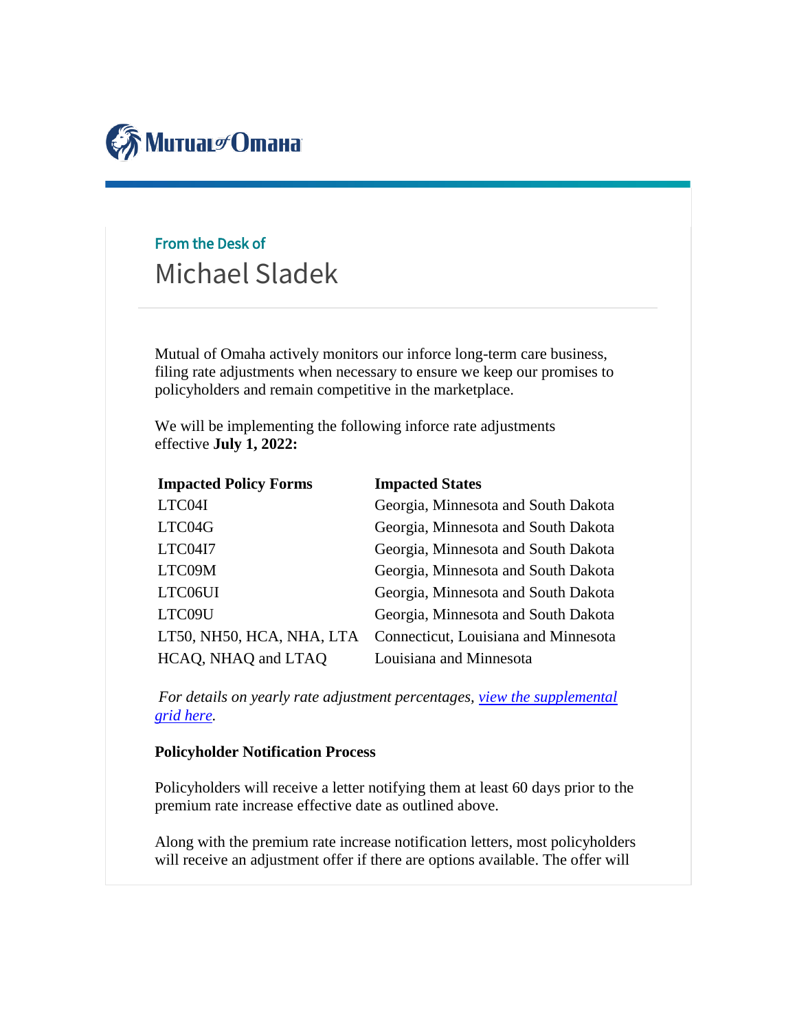Mutual of Omaha

From the Desk of

## Michael Sladek

Mutual of Omaha actively monitors our inforce long-term care business, filing rate adjustments when necessary to ensure we keep our promises to policyholders and remain competitive in the marketplace.

We will be implementing the following inforce rate adjustments effective **July 1, 2022:**

| **Impacted Policy Forms** | **Impacted States** |
|---|---|
| LTC04I | Georgia, Minnesota and South Dakota |
| LTC04G | Georgia, Minnesota and South Dakota |
| LTC04I7 | Georgia, Minnesota and South Dakota |
| LTC09M | Georgia, Minnesota and South Dakota |
| LTC06UI | Georgia, Minnesota and South Dakota |
| LTC09U | Georgia, Minnesota and South Dakota |
| LT50, NH50, HCA, NHA, LTA | Connecticut, Louisiana and Minnesota |
| HCAQ, NHAQ and LTAQ | Louisiana and Minnesota |

*For details on yearly rate adjustment percentages, view the supplemental grid here.*

**Policyholder Notification Process**

Policyholders will receive a letter notifying them at least 60 days prior to the premium rate increase effective date as outlined above.

Along with the premium rate increase notification letters, most policyholders will receive an adjustment offer if there are options available. The offer will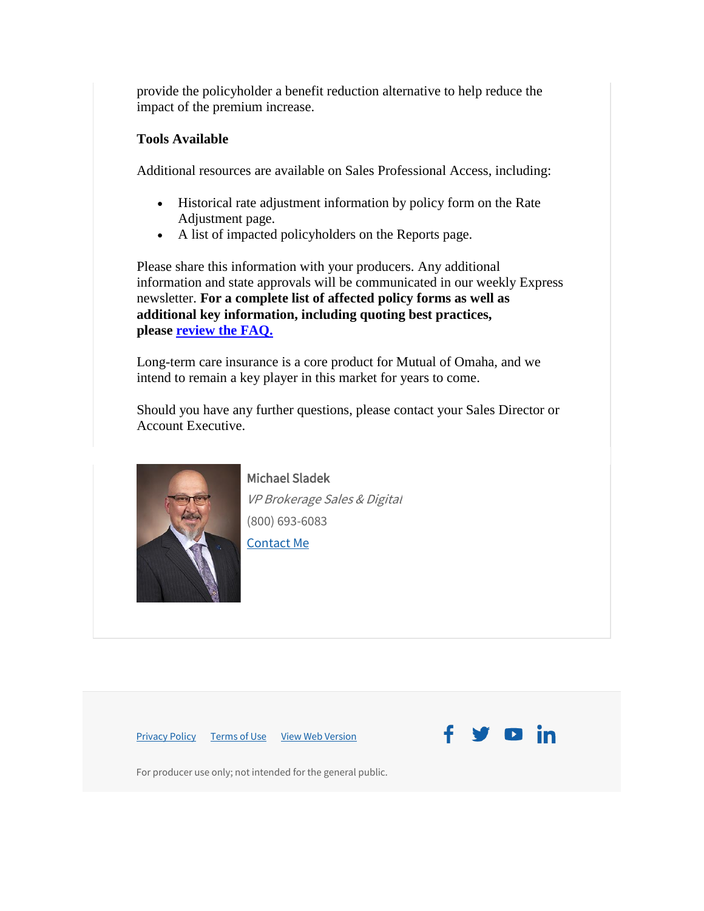provide the policyholder a benefit reduction alternative to help reduce the impact of the premium increase.

**Tools Available**

Additional resources are available on Sales Professional Access, including:

- Historical rate adjustment information by policy form on the Rate Adjustment page.
- A list of impacted policyholders on the Reports page.

Please share this information with your producers. Any additional information and state approvals will be communicated in our weekly Express newsletter. **For a complete list of affected policy forms as well as additional key information, including quoting best practices, please review the FAQ.**

Long-term care insurance is a core product for Mutual of Omaha, and we intend to remain a key player in this market for years to come.

Should you have any further questions, please contact your Sales Director or Account Executive.

Michael Sladek
*VP Brokerage Sales & Digital*
(800) 693-6083
Contact Me

Privacy Policy   Terms of Use   View Web Version

For producer use only; not intended for the general public.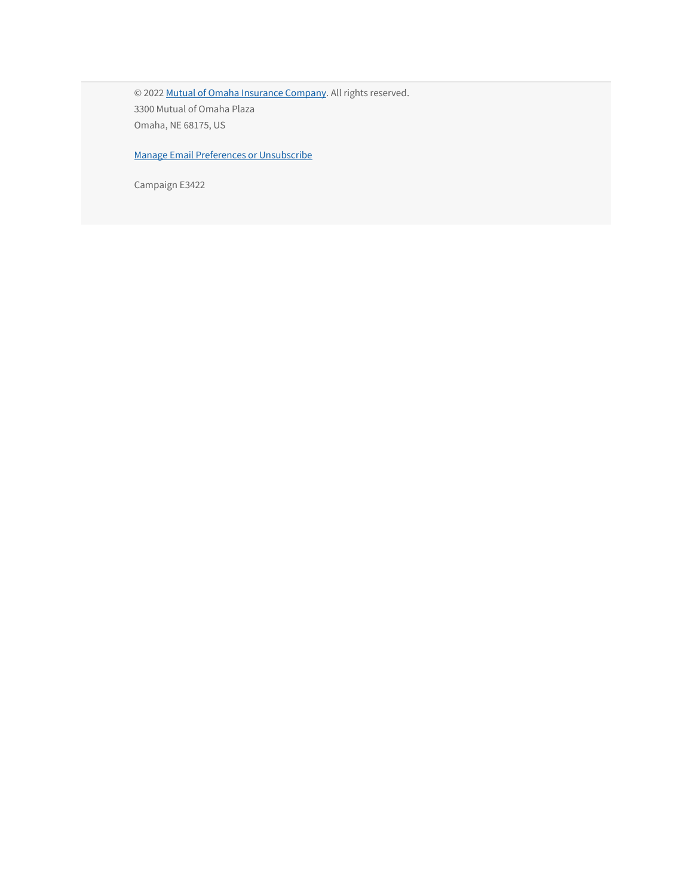© 2022 Mutual of Omaha Insurance Company. All rights reserved.
3300 Mutual of Omaha Plaza
Omaha, NE 68175, US

Manage Email Preferences or Unsubscribe

Campaign E3422